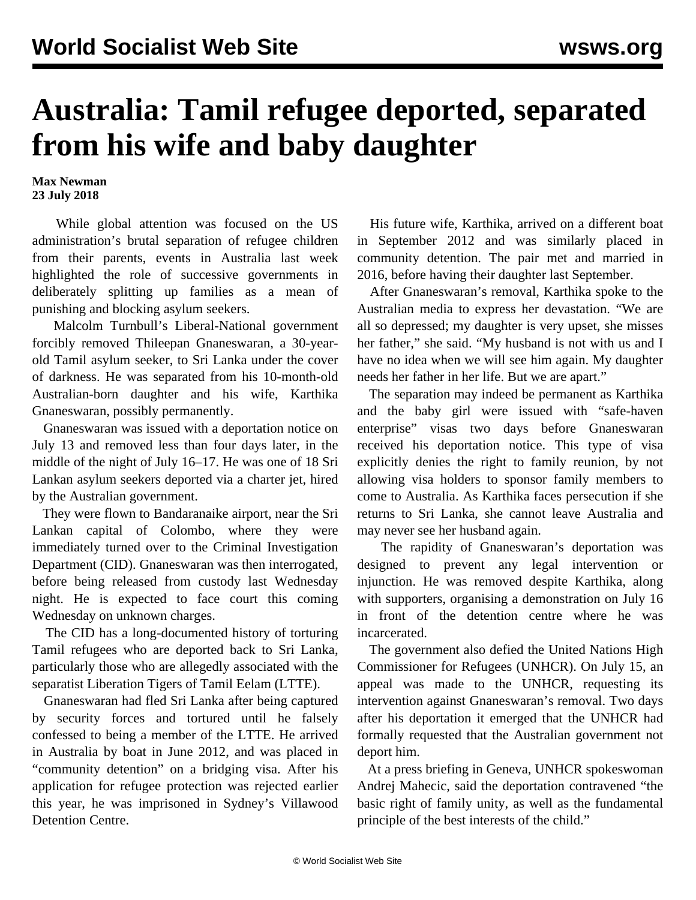# Australia: Tamil refugee deported, separated from his wife and baby daughter

**Max Newman**
**23 July 2018**

While global attention was focused on the US administration's brutal separation of refugee children from their parents, events in Australia last week highlighted the role of successive governments in deliberately splitting up families as a mean of punishing and blocking asylum seekers.

Malcolm Turnbull's Liberal-National government forcibly removed Thileepan Gnaneswaran, a 30-year-old Tamil asylum seeker, to Sri Lanka under the cover of darkness. He was separated from his 10-month-old Australian-born daughter and his wife, Karthika Gnaneswaran, possibly permanently.

Gnaneswaran was issued with a deportation notice on July 13 and removed less than four days later, in the middle of the night of July 16–17. He was one of 18 Sri Lankan asylum seekers deported via a charter jet, hired by the Australian government.

They were flown to Bandaranaike airport, near the Sri Lankan capital of Colombo, where they were immediately turned over to the Criminal Investigation Department (CID). Gnaneswaran was then interrogated, before being released from custody last Wednesday night. He is expected to face court this coming Wednesday on unknown charges.

The CID has a long-documented history of torturing Tamil refugees who are deported back to Sri Lanka, particularly those who are allegedly associated with the separatist Liberation Tigers of Tamil Eelam (LTTE).

Gnaneswaran had fled Sri Lanka after being captured by security forces and tortured until he falsely confessed to being a member of the LTTE. He arrived in Australia by boat in June 2012, and was placed in "community detention" on a bridging visa. After his application for refugee protection was rejected earlier this year, he was imprisoned in Sydney's Villawood Detention Centre.

His future wife, Karthika, arrived on a different boat in September 2012 and was similarly placed in community detention. The pair met and married in 2016, before having their daughter last September.

After Gnaneswaran's removal, Karthika spoke to the Australian media to express her devastation. "We are all so depressed; my daughter is very upset, she misses her father," she said. "My husband is not with us and I have no idea when we will see him again. My daughter needs her father in her life. But we are apart."

The separation may indeed be permanent as Karthika and the baby girl were issued with "safe-haven enterprise" visas two days before Gnaneswaran received his deportation notice. This type of visa explicitly denies the right to family reunion, by not allowing visa holders to sponsor family members to come to Australia. As Karthika faces persecution if she returns to Sri Lanka, she cannot leave Australia and may never see her husband again.

The rapidity of Gnaneswaran's deportation was designed to prevent any legal intervention or injunction. He was removed despite Karthika, along with supporters, organising a demonstration on July 16 in front of the detention centre where he was incarcerated.

The government also defied the United Nations High Commissioner for Refugees (UNHCR). On July 15, an appeal was made to the UNHCR, requesting its intervention against Gnaneswaran's removal. Two days after his deportation it emerged that the UNHCR had formally requested that the Australian government not deport him.

At a press briefing in Geneva, UNHCR spokeswoman Andrej Mahecic, said the deportation contravened "the basic right of family unity, as well as the fundamental principle of the best interests of the child."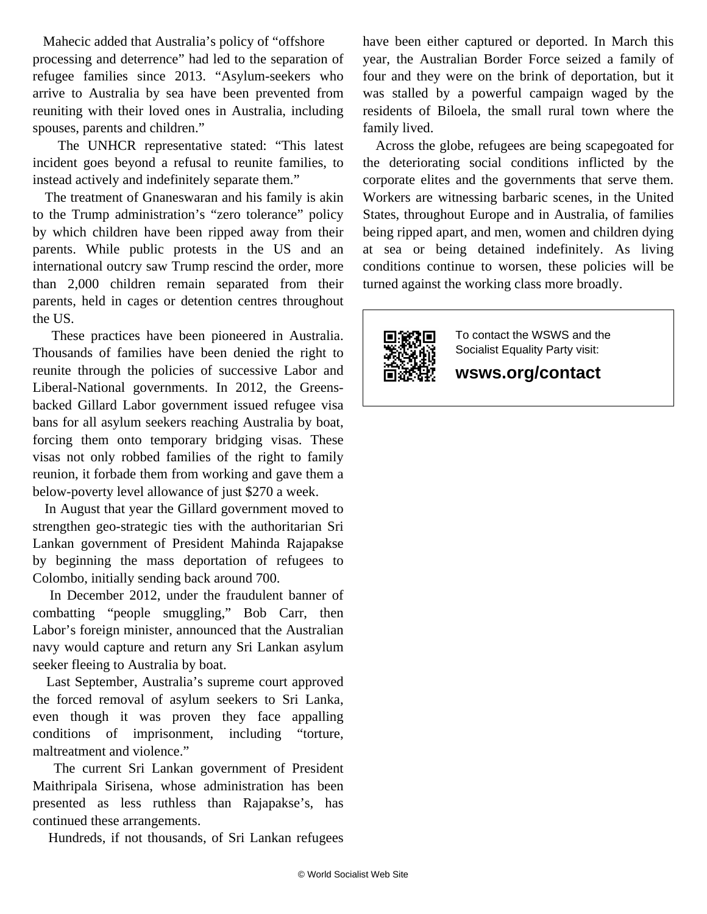Mahecic added that Australia's policy of "offshore processing and deterrence" had led to the separation of refugee families since 2013. "Asylum-seekers who arrive to Australia by sea have been prevented from reuniting with their loved ones in Australia, including spouses, parents and children."

The UNHCR representative stated: "This latest incident goes beyond a refusal to reunite families, to instead actively and indefinitely separate them."

The treatment of Gnaneswaran and his family is akin to the Trump administration's "zero tolerance" policy by which children have been ripped away from their parents. While public protests in the US and an international outcry saw Trump rescind the order, more than 2,000 children remain separated from their parents, held in cages or detention centres throughout the US.

These practices have been pioneered in Australia. Thousands of families have been denied the right to reunite through the policies of successive Labor and Liberal-National governments. In 2012, the Greens-backed Gillard Labor government issued refugee visa bans for all asylum seekers reaching Australia by boat, forcing them onto temporary bridging visas. These visas not only robbed families of the right to family reunion, it forbade them from working and gave them a below-poverty level allowance of just $270 a week.

In August that year the Gillard government moved to strengthen geo-strategic ties with the authoritarian Sri Lankan government of President Mahinda Rajapakse by beginning the mass deportation of refugees to Colombo, initially sending back around 700.

In December 2012, under the fraudulent banner of combatting "people smuggling," Bob Carr, then Labor's foreign minister, announced that the Australian navy would capture and return any Sri Lankan asylum seeker fleeing to Australia by boat.

Last September, Australia's supreme court approved the forced removal of asylum seekers to Sri Lanka, even though it was proven they face appalling conditions of imprisonment, including "torture, maltreatment and violence."

The current Sri Lankan government of President Maithripala Sirisena, whose administration has been presented as less ruthless than Rajapakse's, has continued these arrangements.

Hundreds, if not thousands, of Sri Lankan refugees have been either captured or deported. In March this year, the Australian Border Force seized a family of four and they were on the brink of deportation, but it was stalled by a powerful campaign waged by the residents of Biloela, the small rural town where the family lived.

Across the globe, refugees are being scapegoated for the deteriorating social conditions inflicted by the corporate elites and the governments that serve them. Workers are witnessing barbaric scenes, in the United States, throughout Europe and in Australia, of families being ripped apart, and men, women and children dying at sea or being detained indefinitely. As living conditions continue to worsen, these policies will be turned against the working class more broadly.

To contact the WSWS and the Socialist Equality Party visit:

**wsws.org/contact**